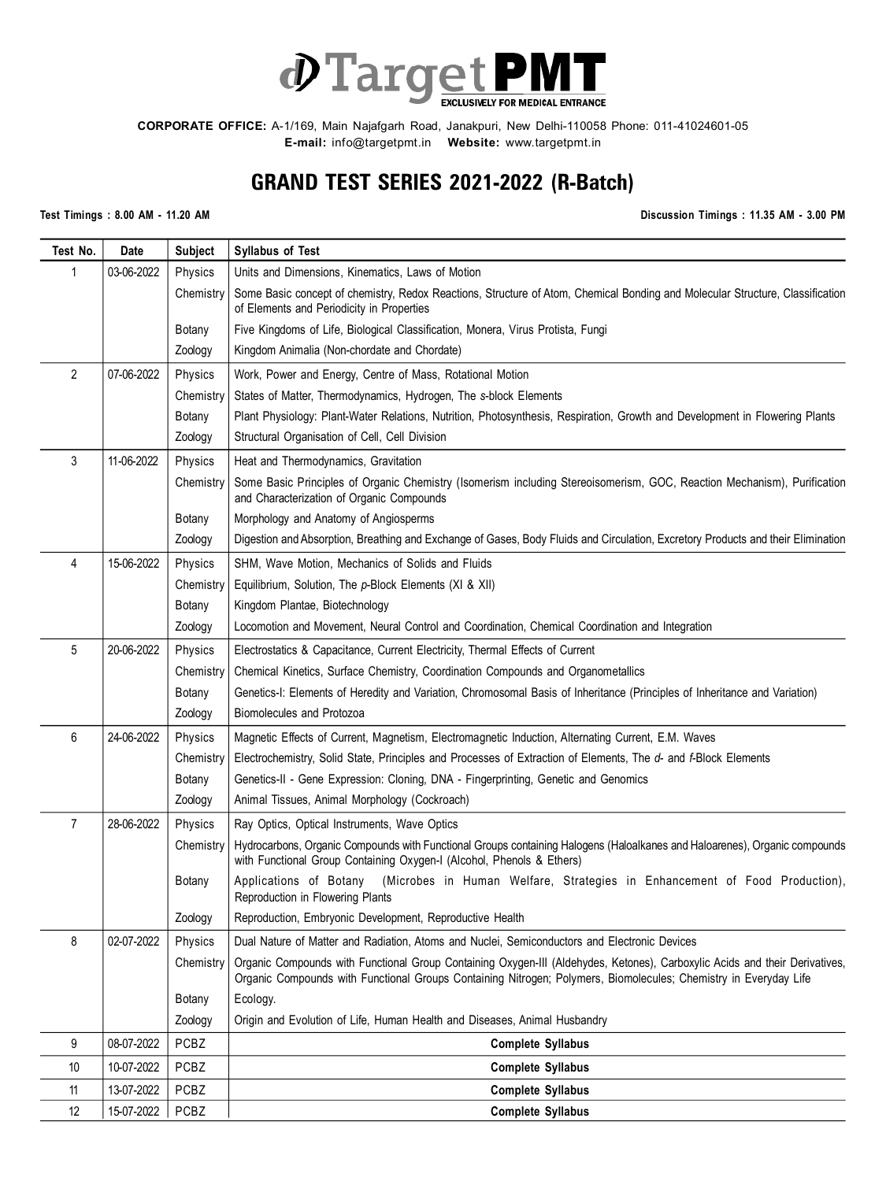# Target PMT

EXCLUSIVELY FOR MEDICAL ENTRANCE

**CORPORATE OFFICE:** A-1/169, Main Najafgarh Road, Janakpuri, New Delhi-110058 Phone: 011-41024601-05
**E-mail:** info@targetpmt.in **Website:** www.targetpmt.in

## GRAND TEST SERIES 2021-2022 (R-Batch)

**Test Timings : 8.00 AM - 11.20 AM** **Discussion Timings : 11.35 AM - 3.00 PM**

| Test No. | Date | Subject | Syllabus of Test |
|---|---|---|---|
| 1 | 03-06-2022 | Physics | Units and Dimensions, Kinematics, Laws of Motion |
| | | Chemistry | Some Basic concept of chemistry, Redox Reactions, Structure of Atom, Chemical Bonding and Molecular Structure, Classification of Elements and Periodicity in Properties |
| | | Botany | Five Kingdoms of Life, Biological Classification, Monera, Virus Protista, Fungi |
| | | Zoology | Kingdom Animalia (Non-chordate and Chordate) |
| 2 | 07-06-2022 | Physics | Work, Power and Energy, Centre of Mass, Rotational Motion |
| | | Chemistry | States of Matter, Thermodynamics, Hydrogen, The *s*-block Elements |
| | | Botany | Plant Physiology: Plant-Water Relations, Nutrition, Photosynthesis, Respiration, Growth and Development in Flowering Plants |
| | | Zoology | Structural Organisation of Cell, Cell Division |
| 3 | 11-06-2022 | Physics | Heat and Thermodynamics, Gravitation |
| | | Chemistry | Some Basic Principles of Organic Chemistry (Isomerism including Stereoisomerism, GOC, Reaction Mechanism), Purification and Characterization of Organic Compounds |
| | | Botany | Morphology and Anatomy of Angiosperms |
| | | Zoology | Digestion and Absorption, Breathing and Exchange of Gases, Body Fluids and Circulation, Excretory Products and their Elimination |
| 4 | 15-06-2022 | Physics | SHM, Wave Motion, Mechanics of Solids and Fluids |
| | | Chemistry | Equilibrium, Solution, The *p*-Block Elements (XI & XII) |
| | | Botany | Kingdom Plantae, Biotechnology |
| | | Zoology | Locomotion and Movement, Neural Control and Coordination, Chemical Coordination and Integration |
| 5 | 20-06-2022 | Physics | Electrostatics & Capacitance, Current Electricity, Thermal Effects of Current |
| | | Chemistry | Chemical Kinetics, Surface Chemistry, Coordination Compounds and Organometallics |
| | | Botany | Genetics-I: Elements of Heredity and Variation, Chromosomal Basis of Inheritance (Principles of Inheritance and Variation) |
| | | Zoology | Biomolecules and Protozoa |
| 6 | 24-06-2022 | Physics | Magnetic Effects of Current, Magnetism, Electromagnetic Induction, Alternating Current, E.M. Waves |
| | | Chemistry | Electrochemistry, Solid State, Principles and Processes of Extraction of Elements, The *d*- and *f*-Block Elements |
| | | Botany | Genetics-II - Gene Expression: Cloning, DNA - Fingerprinting, Genetic and Genomics |
| | | Zoology | Animal Tissues, Animal Morphology (Cockroach) |
| 7 | 28-06-2022 | Physics | Ray Optics, Optical Instruments, Wave Optics |
| | | Chemistry | Hydrocarbons, Organic Compounds with Functional Groups containing Halogens (Haloalkanes and Haloarenes), Organic compounds with Functional Group Containing Oxygen-I (Alcohol, Phenols & Ethers) |
| | | Botany | Applications of Botany (Microbes in Human Welfare, Strategies in Enhancement of Food Production), Reproduction in Flowering Plants |
| | | Zoology | Reproduction, Embryonic Development, Reproductive Health |
| 8 | 02-07-2022 | Physics | Dual Nature of Matter and Radiation, Atoms and Nuclei, Semiconductors and Electronic Devices |
| | | Chemistry | Organic Compounds with Functional Group Containing Oxygen-III (Aldehydes, Ketones), Carboxylic Acids and their Derivatives, Organic Compounds with Functional Groups Containing Nitrogen; Polymers, Biomolecules; Chemistry in Everyday Life |
| | | Botany | Ecology. |
| | | Zoology | Origin and Evolution of Life, Human Health and Diseases, Animal Husbandry |
| 9 | 08-07-2022 | PCBZ | **Complete Syllabus** |
| 10 | 10-07-2022 | PCBZ | **Complete Syllabus** |
| 11 | 13-07-2022 | PCBZ | **Complete Syllabus** |
| 12 | 15-07-2022 | PCBZ | **Complete Syllabus** |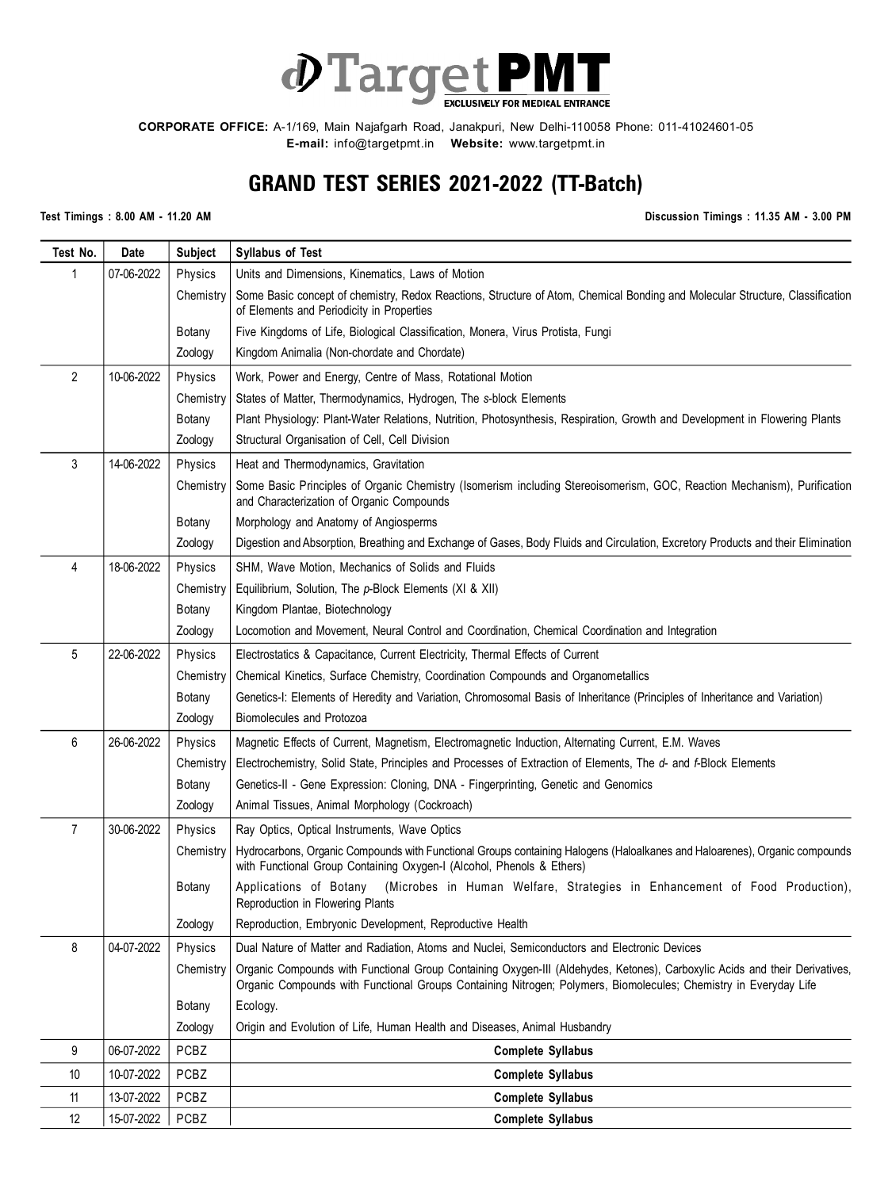# Target PMT

EXCLUSIVELY FOR MEDICAL ENTRANCE

**CORPORATE OFFICE:** A-1/169, Main Najafgarh Road, Janakpuri, New Delhi-110058 Phone: 011-41024601-05
**E-mail:** info@targetpmt.in **Website:** www.targetpmt.in

## GRAND TEST SERIES 2021-2022 (TT-Batch)

**Test Timings : 8.00 AM - 11.20 AM** **Discussion Timings : 11.35 AM - 3.00 PM**

| Test No. | Date | Subject | Syllabus of Test |
|---|---|---|---|
| 1 | 07-06-2022 | Physics | Units and Dimensions, Kinematics, Laws of Motion |
| | | Chemistry | Some Basic concept of chemistry, Redox Reactions, Structure of Atom, Chemical Bonding and Molecular Structure, Classification of Elements and Periodicity in Properties |
| | | Botany | Five Kingdoms of Life, Biological Classification, Monera, Virus Protista, Fungi |
| | | Zoology | Kingdom Animalia (Non-chordate and Chordate) |
| 2 | 10-06-2022 | Physics | Work, Power and Energy, Centre of Mass, Rotational Motion |
| | | Chemistry | States of Matter, Thermodynamics, Hydrogen, The *s*-block Elements |
| | | Botany | Plant Physiology: Plant-Water Relations, Nutrition, Photosynthesis, Respiration, Growth and Development in Flowering Plants |
| | | Zoology | Structural Organisation of Cell, Cell Division |
| 3 | 14-06-2022 | Physics | Heat and Thermodynamics, Gravitation |
| | | Chemistry | Some Basic Principles of Organic Chemistry (Isomerism including Stereoisomerism, GOC, Reaction Mechanism), Purification and Characterization of Organic Compounds |
| | | Botany | Morphology and Anatomy of Angiosperms |
| | | Zoology | Digestion and Absorption, Breathing and Exchange of Gases, Body Fluids and Circulation, Excretory Products and their Elimination |
| 4 | 18-06-2022 | Physics | SHM, Wave Motion, Mechanics of Solids and Fluids |
| | | Chemistry | Equilibrium, Solution, The *p*-Block Elements (XI & XII) |
| | | Botany | Kingdom Plantae, Biotechnology |
| | | Zoology | Locomotion and Movement, Neural Control and Coordination, Chemical Coordination and Integration |
| 5 | 22-06-2022 | Physics | Electrostatics & Capacitance, Current Electricity, Thermal Effects of Current |
| | | Chemistry | Chemical Kinetics, Surface Chemistry, Coordination Compounds and Organometallics |
| | | Botany | Genetics-I: Elements of Heredity and Variation, Chromosomal Basis of Inheritance (Principles of Inheritance and Variation) |
| | | Zoology | Biomolecules and Protozoa |
| 6 | 26-06-2022 | Physics | Magnetic Effects of Current, Magnetism, Electromagnetic Induction, Alternating Current, E.M. Waves |
| | | Chemistry | Electrochemistry, Solid State, Principles and Processes of Extraction of Elements, The *d*- and *f*-Block Elements |
| | | Botany | Genetics-II - Gene Expression: Cloning, DNA - Fingerprinting, Genetic and Genomics |
| | | Zoology | Animal Tissues, Animal Morphology (Cockroach) |
| 7 | 30-06-2022 | Physics | Ray Optics, Optical Instruments, Wave Optics |
| | | Chemistry | Hydrocarbons, Organic Compounds with Functional Groups containing Halogens (Haloalkanes and Haloarenes), Organic compounds with Functional Group Containing Oxygen-I (Alcohol, Phenols & Ethers) |
| | | Botany | Applications of Botany (Microbes in Human Welfare, Strategies in Enhancement of Food Production), Reproduction in Flowering Plants |
| | | Zoology | Reproduction, Embryonic Development, Reproductive Health |
| 8 | 04-07-2022 | Physics | Dual Nature of Matter and Radiation, Atoms and Nuclei, Semiconductors and Electronic Devices |
| | | Chemistry | Organic Compounds with Functional Group Containing Oxygen-III (Aldehydes, Ketones), Carboxylic Acids and their Derivatives, Organic Compounds with Functional Groups Containing Nitrogen; Polymers, Biomolecules; Chemistry in Everyday Life |
| | | Botany | Ecology. |
| | | Zoology | Origin and Evolution of Life, Human Health and Diseases, Animal Husbandry |
| 9 | 06-07-2022 | PCBZ | **Complete Syllabus** |
| 10 | 10-07-2022 | PCBZ | **Complete Syllabus** |
| 11 | 13-07-2022 | PCBZ | **Complete Syllabus** |
| 12 | 15-07-2022 | PCBZ | **Complete Syllabus** |